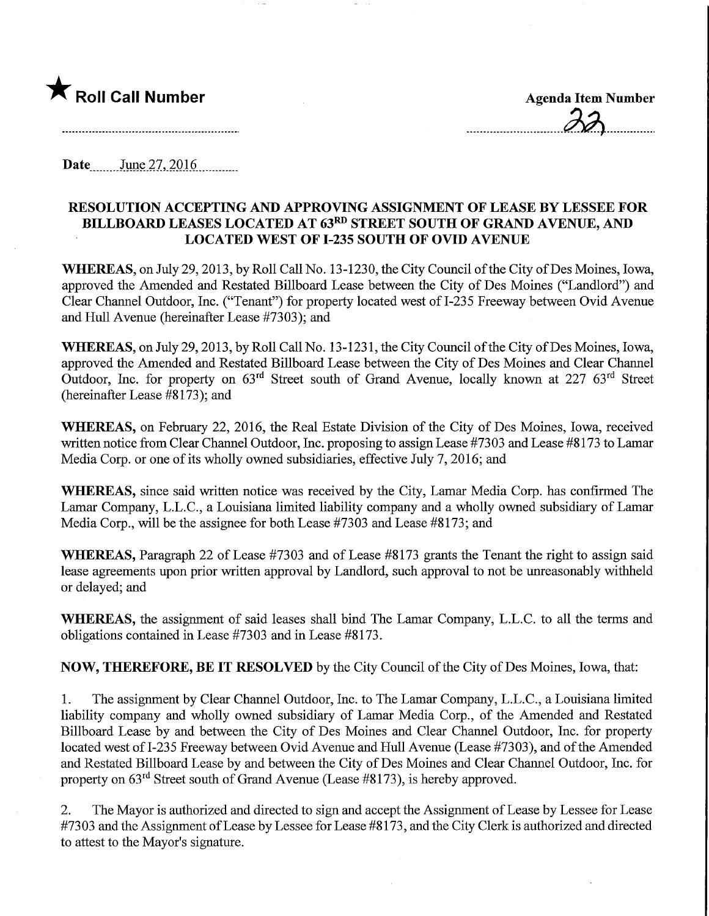★ **Roll Call Number**

**Agenda Item Number**

22

**Date** June 27, 2016

**RESOLUTION ACCEPTING AND APPROVING ASSIGNMENT OF LEASE BY LESSEE FOR BILLBOARD LEASES LOCATED AT 63RD STREET SOUTH OF GRAND AVENUE, AND LOCATED WEST OF I-235 SOUTH OF OVID AVENUE**

**WHEREAS,** on July 29, 2013, by Roll Call No. 13-1230, the City Council of the City of Des Moines, Iowa, approved the Amended and Restated Billboard Lease between the City of Des Moines ("Landlord") and Clear Channel Outdoor, Inc. ("Tenant") for property located west of I-235 Freeway between Ovid Avenue and Hull Avenue (hereinafter Lease #7303); and

**WHEREAS,** on July 29, 2013, by Roll Call No. 13-1231, the City Council of the City of Des Moines, Iowa, approved the Amended and Restated Billboard Lease between the City of Des Moines and Clear Channel Outdoor, Inc. for property on 63rd Street south of Grand Avenue, locally known at 227 63rd Street (hereinafter Lease #8173); and

**WHEREAS,** on February 22, 2016, the Real Estate Division of the City of Des Moines, Iowa, received written notice from Clear Channel Outdoor, Inc. proposing to assign Lease #7303 and Lease #8173 to Lamar Media Corp. or one of its wholly owned subsidiaries, effective July 7, 2016; and

**WHEREAS,** since said written notice was received by the City, Lamar Media Corp. has confirmed The Lamar Company, L.L.C., a Louisiana limited liability company and a wholly owned subsidiary of Lamar Media Corp., will be the assignee for both Lease #7303 and Lease #8173; and

**WHEREAS,** Paragraph 22 of Lease #7303 and of Lease #8173 grants the Tenant the right to assign said lease agreements upon prior written approval by Landlord, such approval to not be unreasonably withheld or delayed; and

**WHEREAS,** the assignment of said leases shall bind The Lamar Company, L.L.C. to all the terms and obligations contained in Lease #7303 and in Lease #8173.

**NOW, THEREFORE, BE IT RESOLVED** by the City Council of the City of Des Moines, Iowa, that:

1. The assignment by Clear Channel Outdoor, Inc. to The Lamar Company, L.L.C., a Louisiana limited liability company and wholly owned subsidiary of Lamar Media Corp., of the Amended and Restated Billboard Lease by and between the City of Des Moines and Clear Channel Outdoor, Inc. for property located west of I-235 Freeway between Ovid Avenue and Hull Avenue (Lease #7303), and of the Amended and Restated Billboard Lease by and between the City of Des Moines and Clear Channel Outdoor, Inc. for property on 63rd Street south of Grand Avenue (Lease #8173), is hereby approved.

2. The Mayor is authorized and directed to sign and accept the Assignment of Lease by Lessee for Lease #7303 and the Assignment of Lease by Lessee for Lease #8173, and the City Clerk is authorized and directed to attest to the Mayor's signature.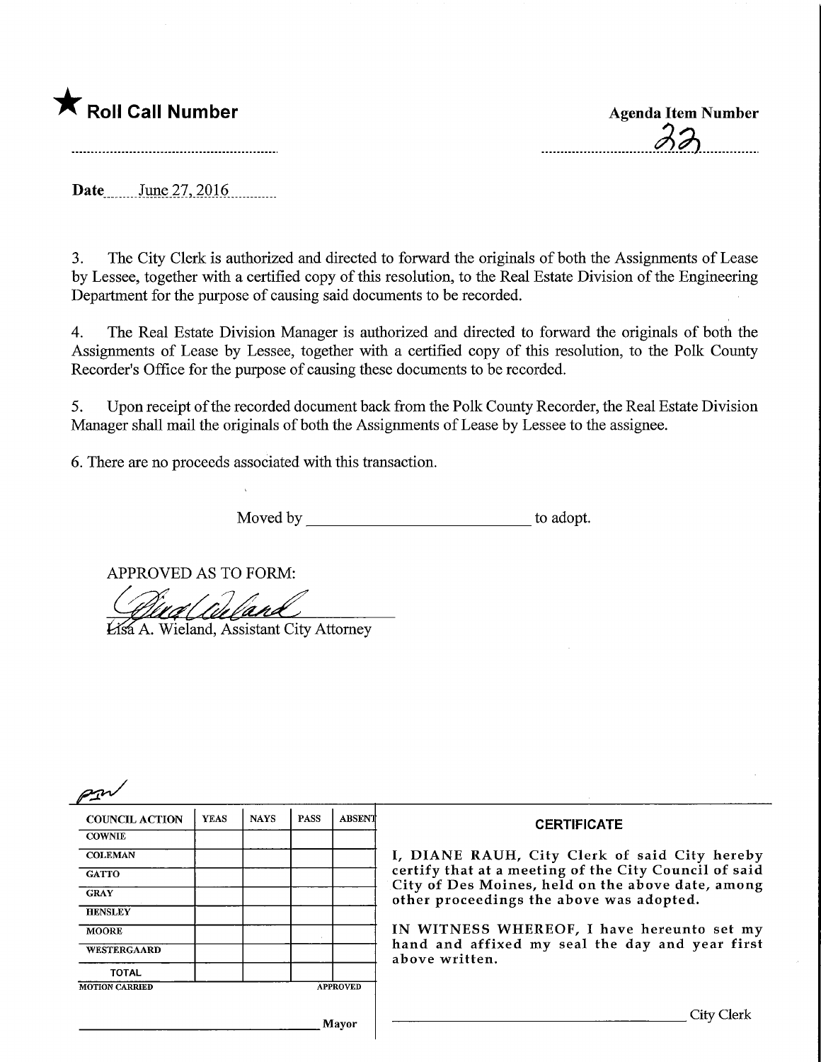★ **Roll Call Number**

**Agenda Item Number**

22

**Date** June 27, 2016

3. The City Clerk is authorized and directed to forward the originals of both the Assignments of Lease by Lessee, together with a certified copy of this resolution, to the Real Estate Division of the Engineering Department for the purpose of causing said documents to be recorded.

4. The Real Estate Division Manager is authorized and directed to forward the originals of both the Assignments of Lease by Lessee, together with a certified copy of this resolution, to the Polk County Recorder's Office for the purpose of causing these documents to be recorded.

5. Upon receipt of the recorded document back from the Polk County Recorder, the Real Estate Division Manager shall mail the originals of both the Assignments of Lease by Lessee to the assignee.

6. There are no proceeds associated with this transaction.

Moved by ______________________ to adopt.

APPROVED AS TO FORM:

Lisa A. Wieland, Assistant City Attorney

| COUNCIL ACTION | YEAS | NAYS | PASS | ABSENT |
|---|---|---|---|---|
| COWNIE | | | | |
| COLEMAN | | | | |
| GATTO | | | | |
| GRAY | | | | |
| HENSLEY | | | | |
| MOORE | | | | |
| WESTERGAARD | | | | |
| TOTAL | | | | |

MOTION CARRIED APPROVED

______________________ Mayor

**CERTIFICATE**

I, DIANE RAUH, City Clerk of said City hereby certify that at a meeting of the City Council of said City of Des Moines, held on the above date, among other proceedings the above was adopted.

IN WITNESS WHEREOF, I have hereunto set my hand and affixed my seal the day and year first above written.

______________________ City Clerk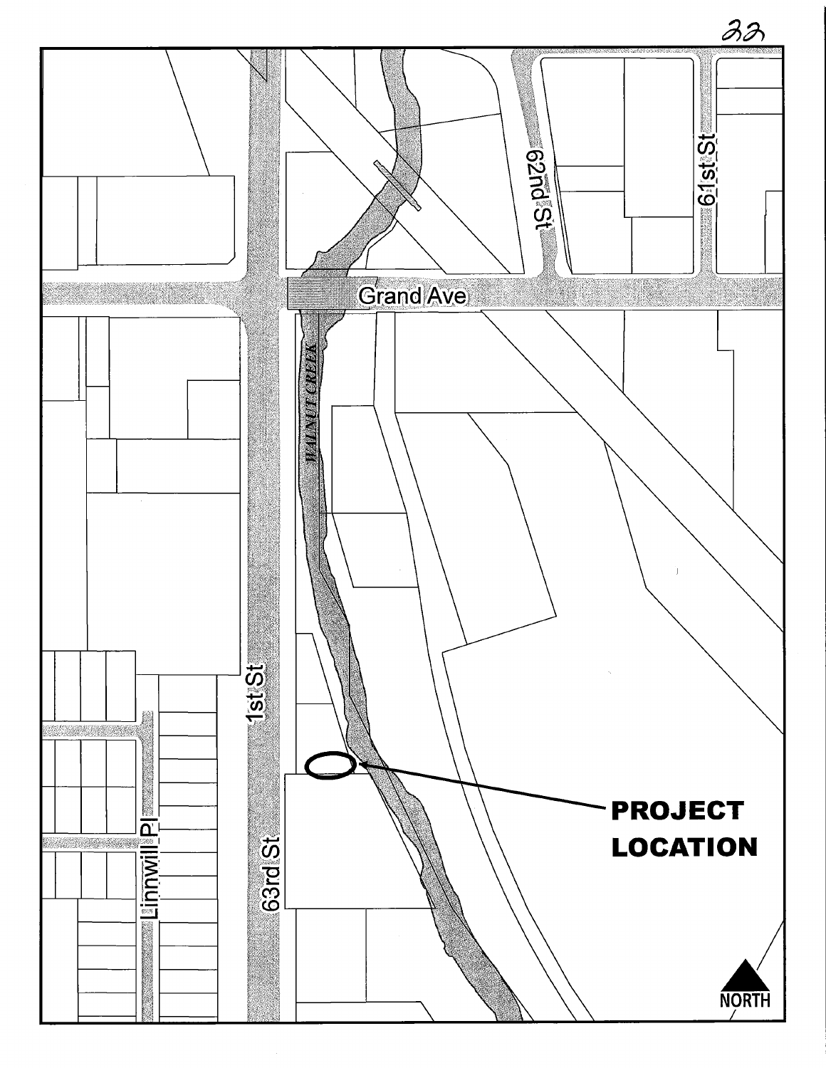62nd St

61st St

Grand Ave

WALNUT CREEK

1st St

63rd St

Linnwill Pl

**PROJECT LOCATION**

NORTH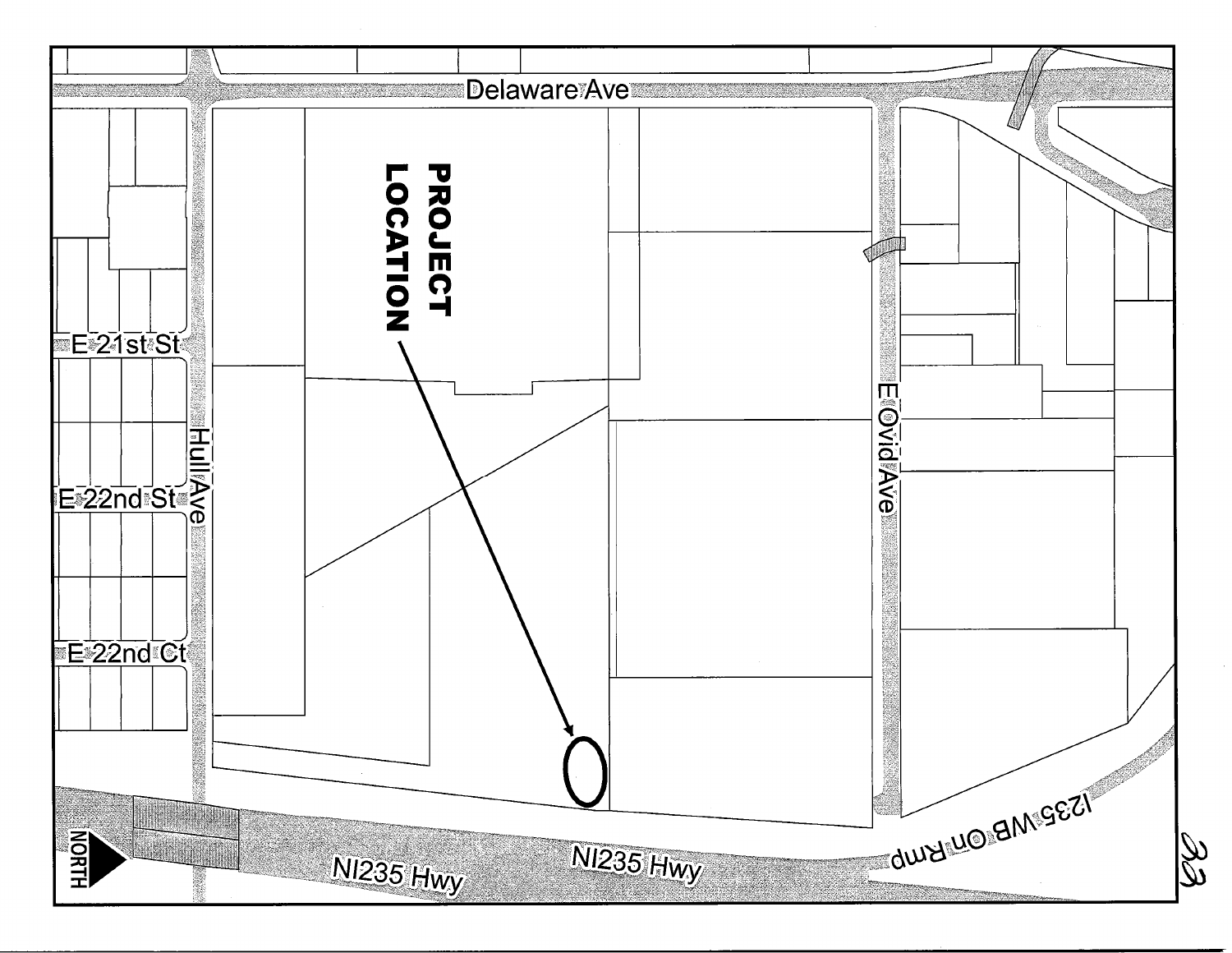Delaware Ave

PROJECT LOCATION

E 21st St

E 22nd St

E 22nd Ct

Hull Ave

E Ovid Ave

NORTH

NI235 Hwy

NI235 Hwy

I235 WB On Rmp

33